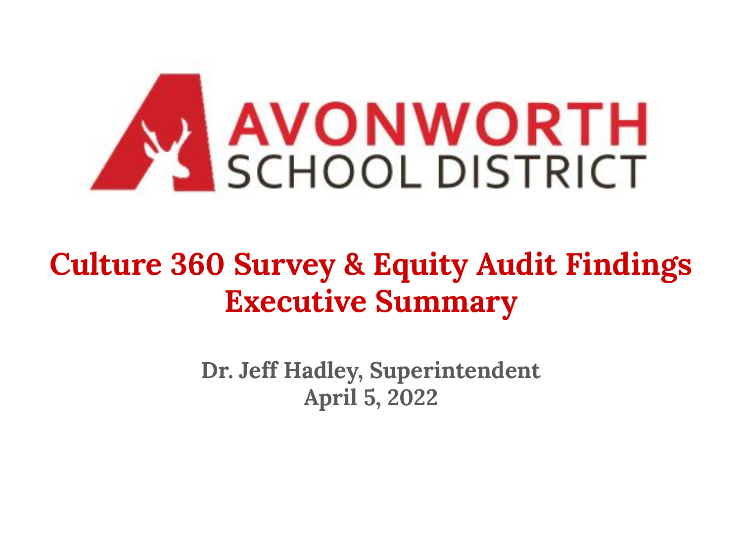AVONWORTH SCHOOL DISTRICT

# Culture 360 Survey & Equity Audit Findings Executive Summary

**Dr. Jeff Hadley, Superintendent**
**April 5, 2022**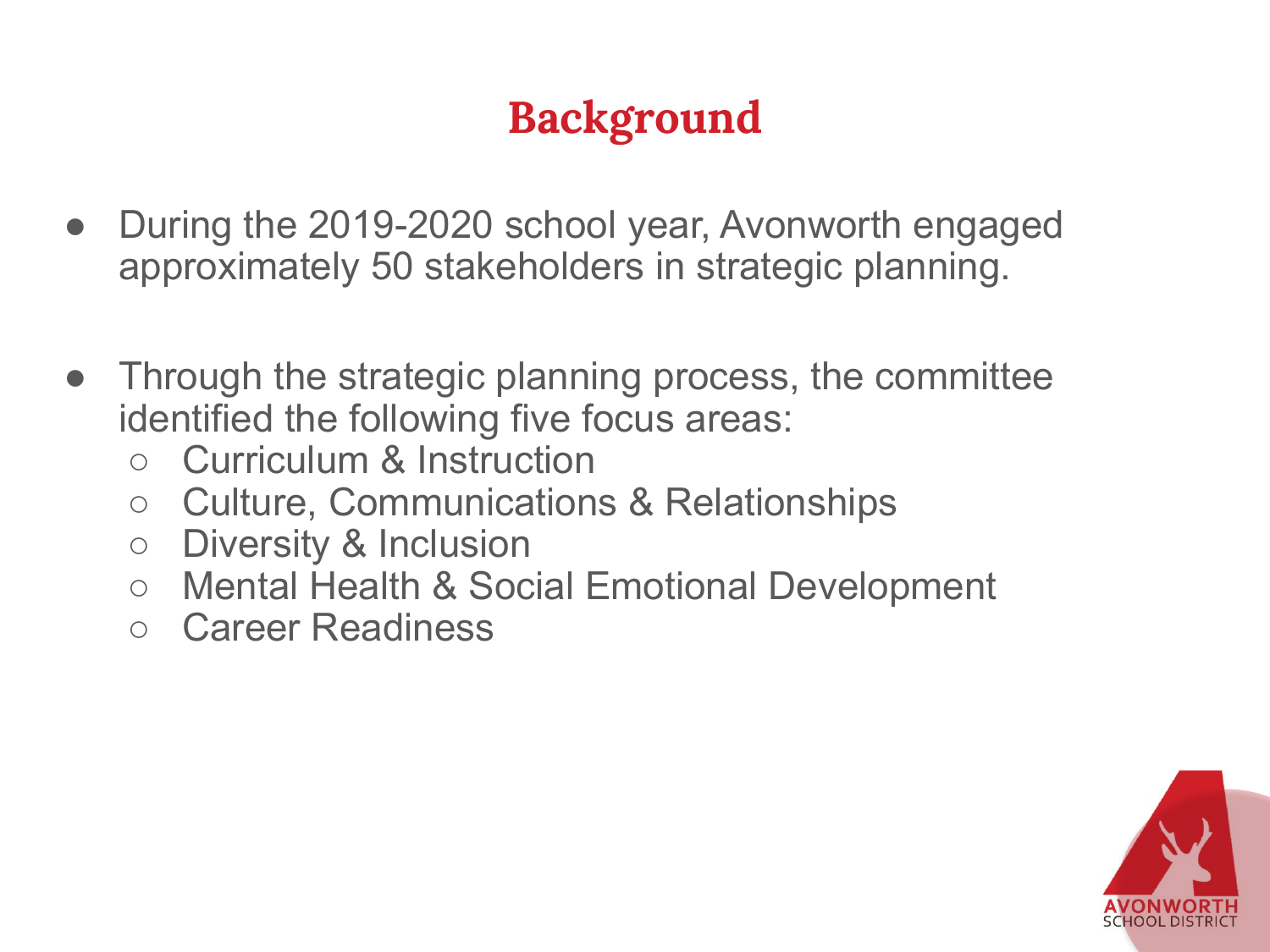# Background

- During the 2019-2020 school year, Avonworth engaged approximately 50 stakeholders in strategic planning.

- Through the strategic planning process, the committee identified the following five focus areas:
  - Curriculum & Instruction
  - Culture, Communications & Relationships
  - Diversity & Inclusion
  - Mental Health & Social Emotional Development
  - Career Readiness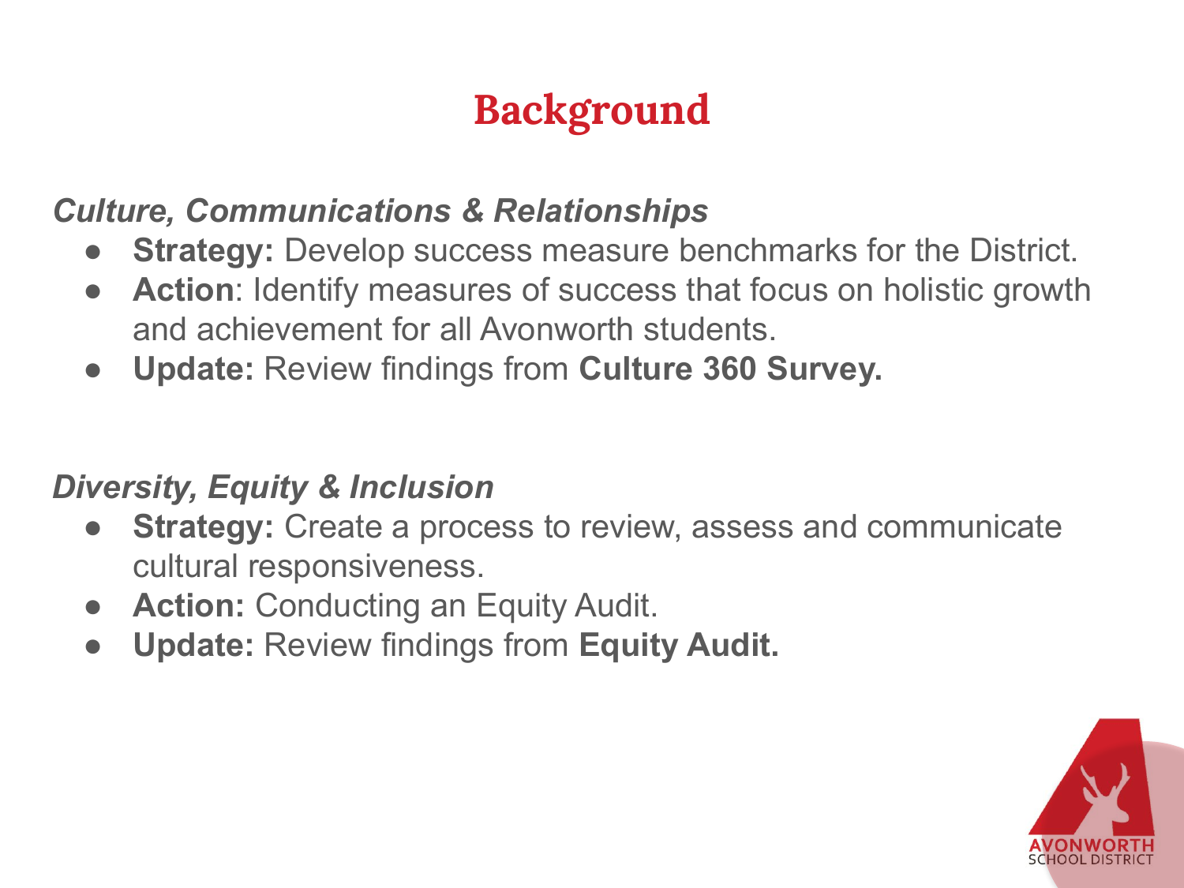# Background

*Culture, Communications & Relationships*

- **Strategy:** Develop success measure benchmarks for the District.
- **Action**: Identify measures of success that focus on holistic growth and achievement for all Avonworth students.
- **Update:** Review findings from **Culture 360 Survey.**

*Diversity, Equity & Inclusion*

- **Strategy:** Create a process to review, assess and communicate cultural responsiveness.
- **Action:** Conducting an Equity Audit.
- **Update:** Review findings from **Equity Audit.**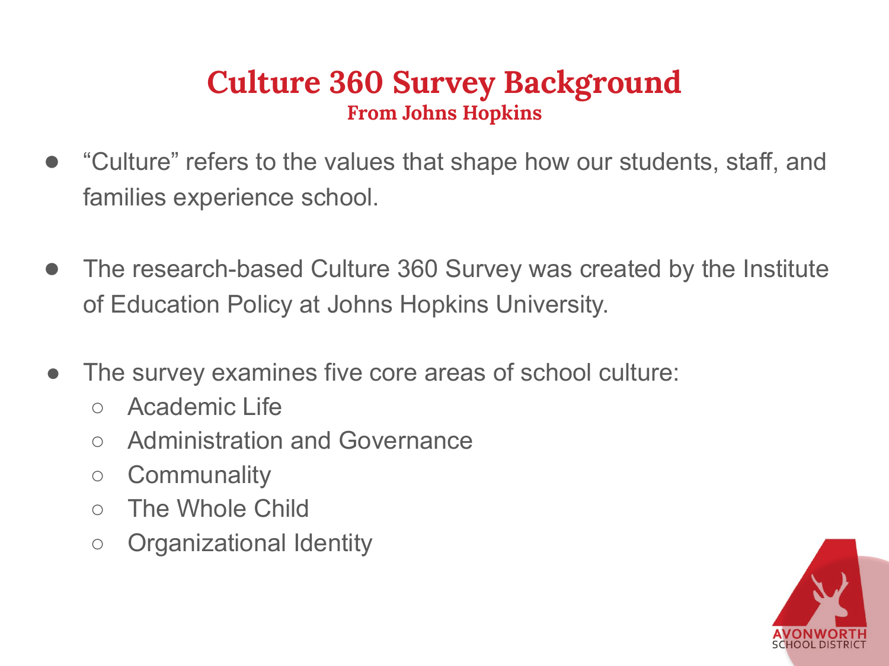# Culture 360 Survey Background

## From Johns Hopkins

- "Culture" refers to the values that shape how our students, staff, and families experience school.
- The research-based Culture 360 Survey was created by the Institute of Education Policy at Johns Hopkins University.
- The survey examines five core areas of school culture:
  - Academic Life
  - Administration and Governance
  - Communality
  - The Whole Child
  - Organizational Identity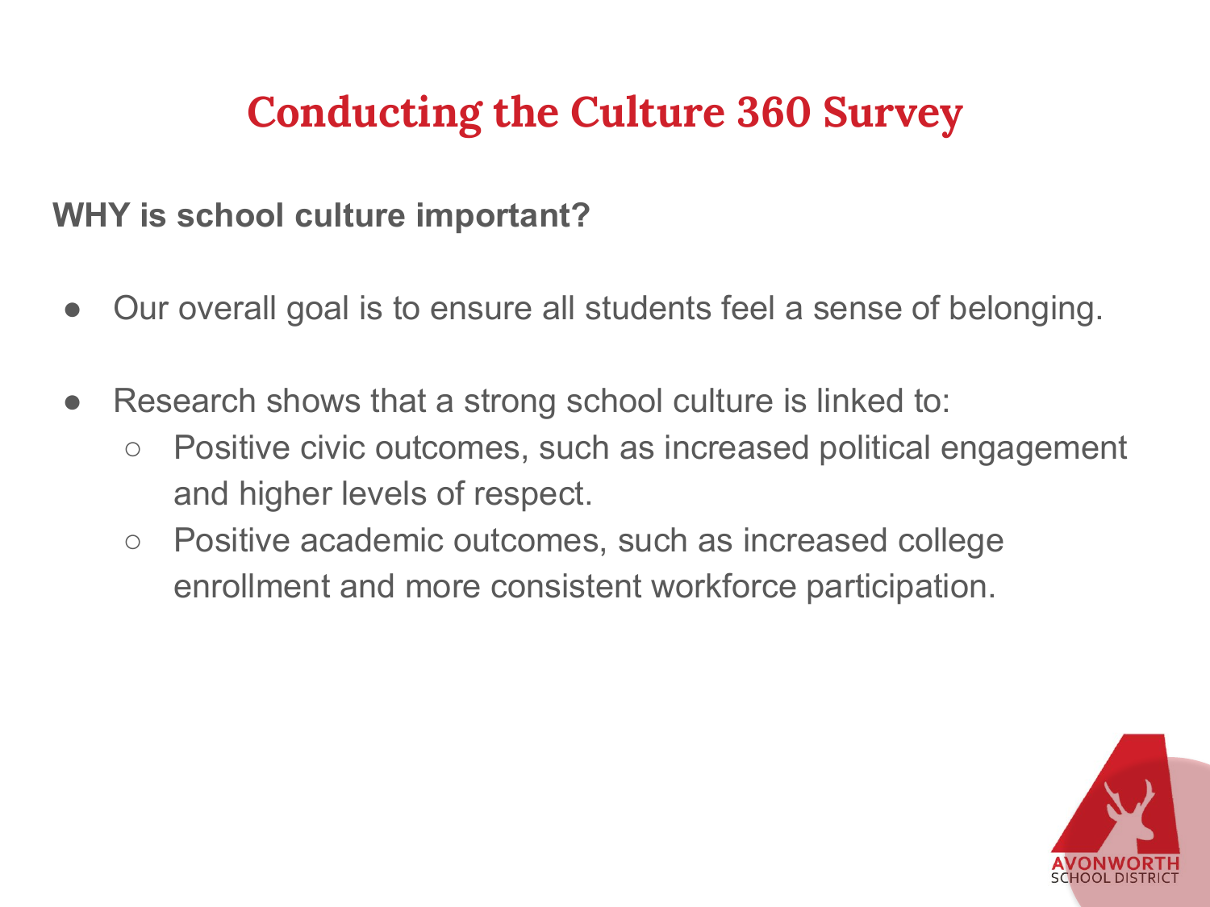# Conducting the Culture 360 Survey

**WHY is school culture important?**

- Our overall goal is to ensure all students feel a sense of belonging.
- Research shows that a strong school culture is linked to:
  - Positive civic outcomes, such as increased political engagement and higher levels of respect.
  - Positive academic outcomes, such as increased college enrollment and more consistent workforce participation.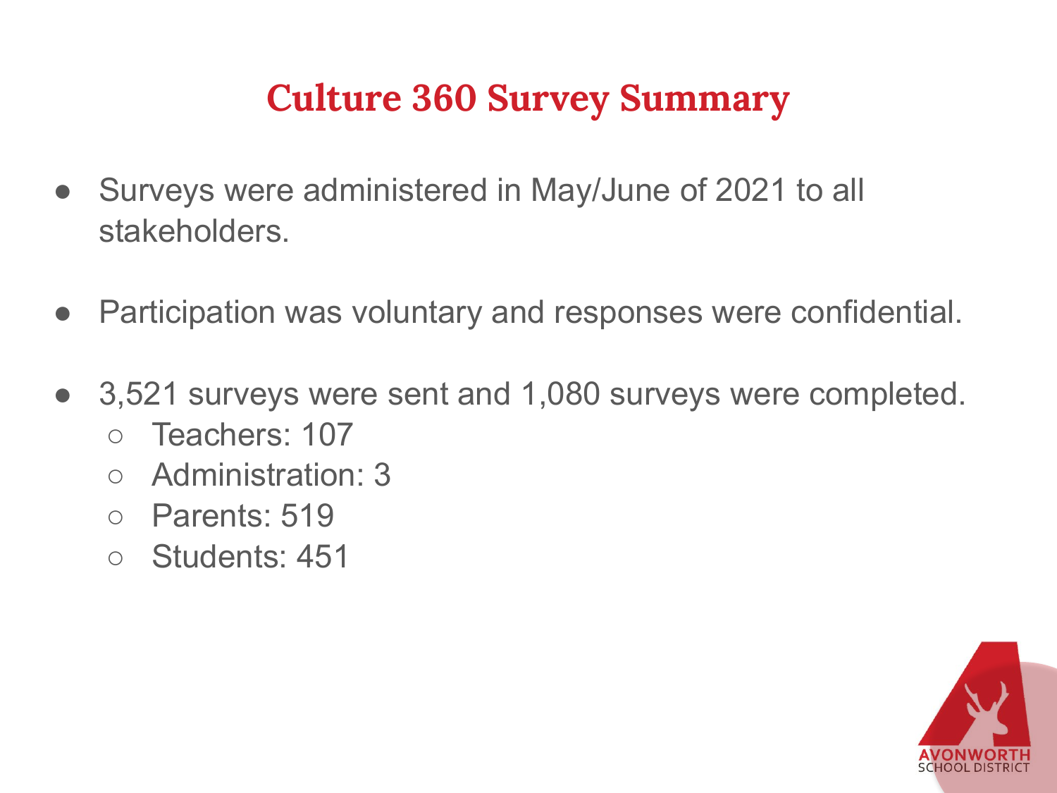# Culture 360 Survey Summary

- Surveys were administered in May/June of 2021 to all stakeholders.
- Participation was voluntary and responses were confidential.
- 3,521 surveys were sent and 1,080 surveys were completed.
  - Teachers: 107
  - Administration: 3
  - Parents: 519
  - Students: 451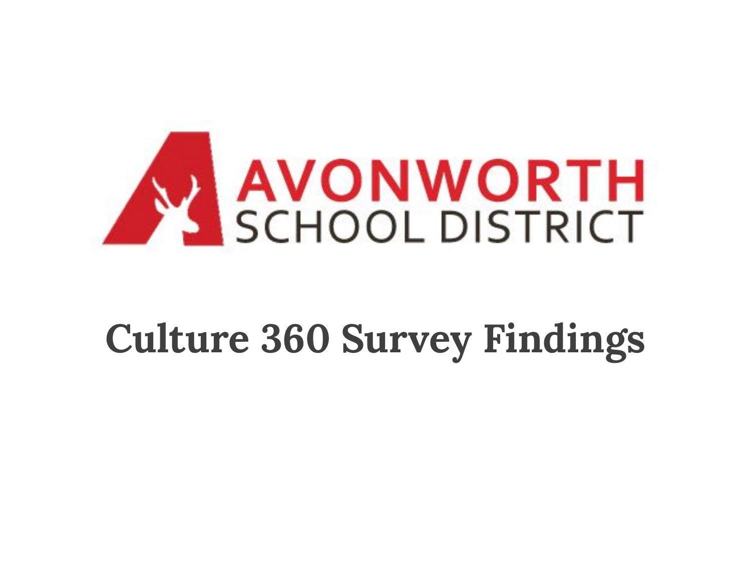AVONWORTH SCHOOL DISTRICT

# Culture 360 Survey Findings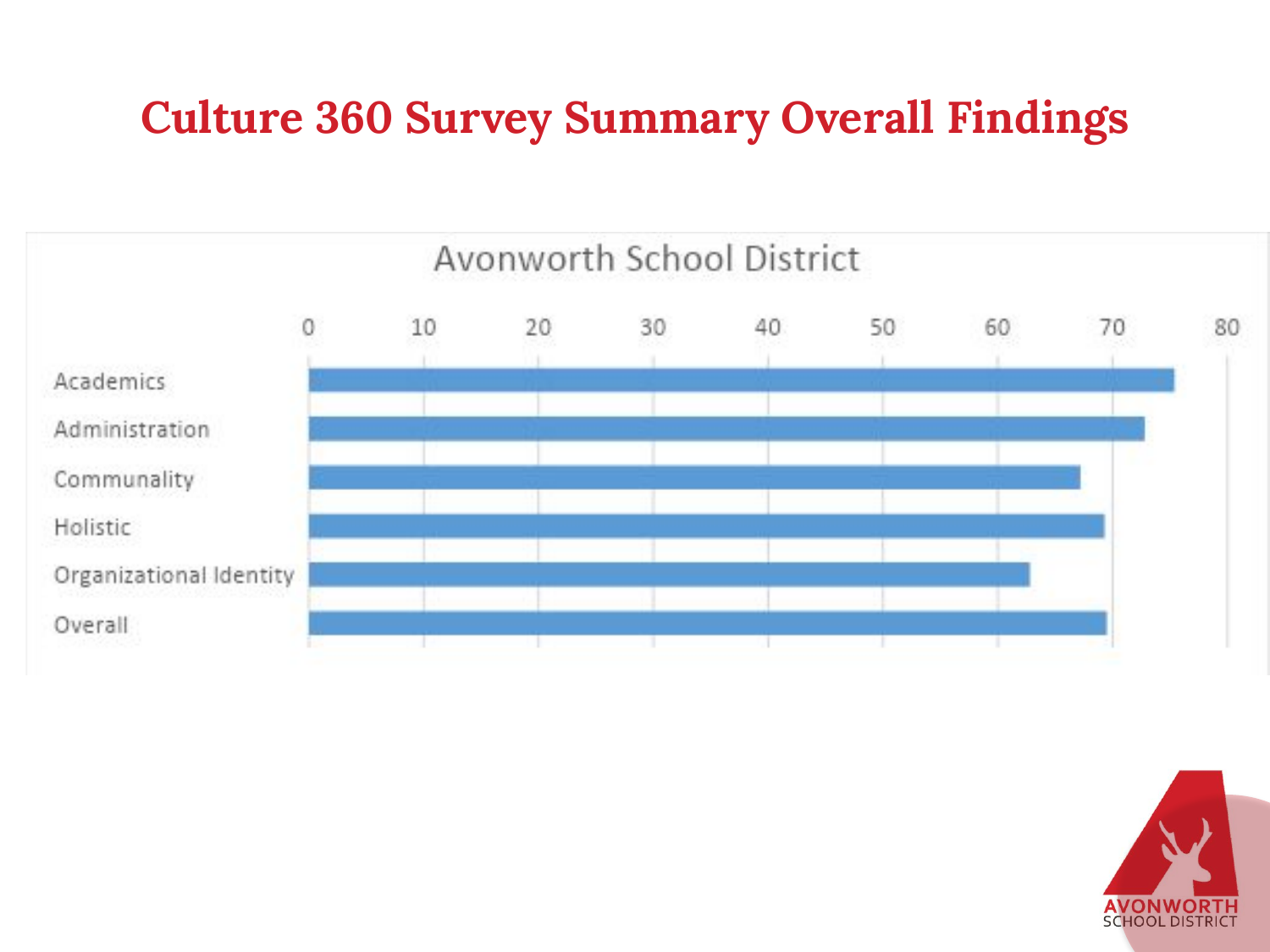# Culture 360 Survey Summary Overall Findings

Avonworth School District

| Category | Value (approx.) |
|---|---|
| Academics | 75 |
| Administration | 73 |
| Communality | 67 |
| Holistic | 69 |
| Organizational Identity | 63 |
| Overall | 69 |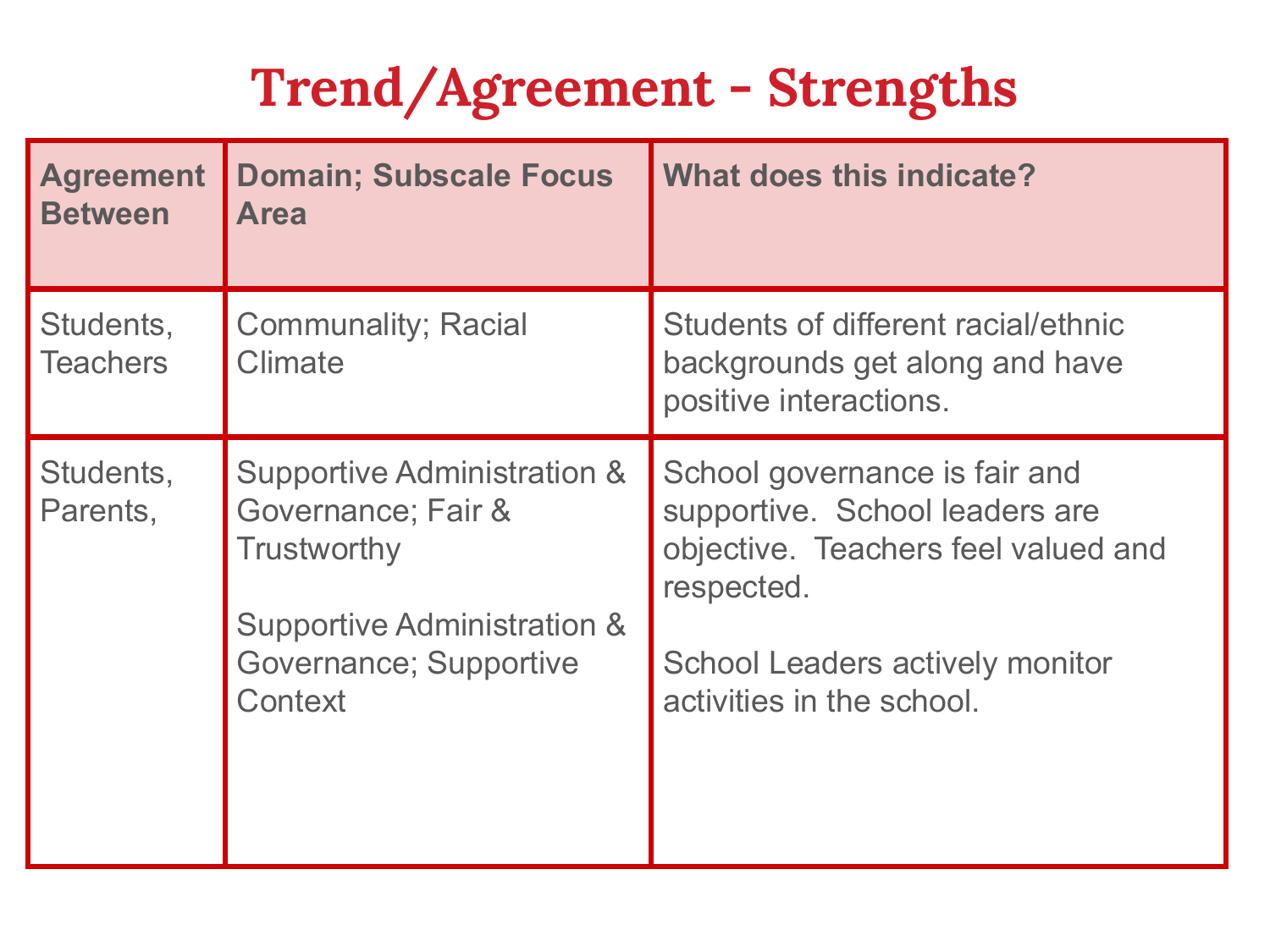# Trend/Agreement - Strengths

| Agreement Between | Domain; Subscale Focus Area | What does this indicate? |
| --- | --- | --- |
| Students, Teachers | Communality; Racial Climate | Students of different racial/ethnic backgrounds get along and have positive interactions. |
| Students, Parents, | Supportive Administration & Governance; Fair & Trustworthy<br><br>Supportive Administration & Governance; Supportive Context | School governance is fair and supportive. School leaders are objective. Teachers feel valued and respected.<br><br>School Leaders actively monitor activities in the school. |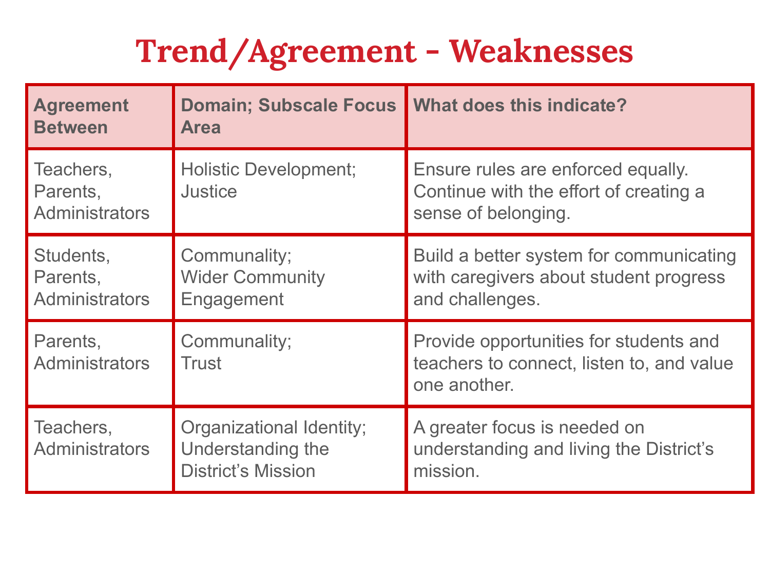# Trend/Agreement - Weaknesses

| Agreement Between | Domain; Subscale Focus Area | What does this indicate? |
|---|---|---|
| Teachers, Parents, Administrators | Holistic Development; Justice | Ensure rules are enforced equally. Continue with the effort of creating a sense of belonging. |
| Students, Parents, Administrators | Communality; Wider Community Engagement | Build a better system for communicating with caregivers about student progress and challenges. |
| Parents, Administrators | Communality; Trust | Provide opportunities for students and teachers to connect, listen to, and value one another. |
| Teachers, Administrators | Organizational Identity; Understanding the District's Mission | A greater focus is needed on understanding and living the District's mission. |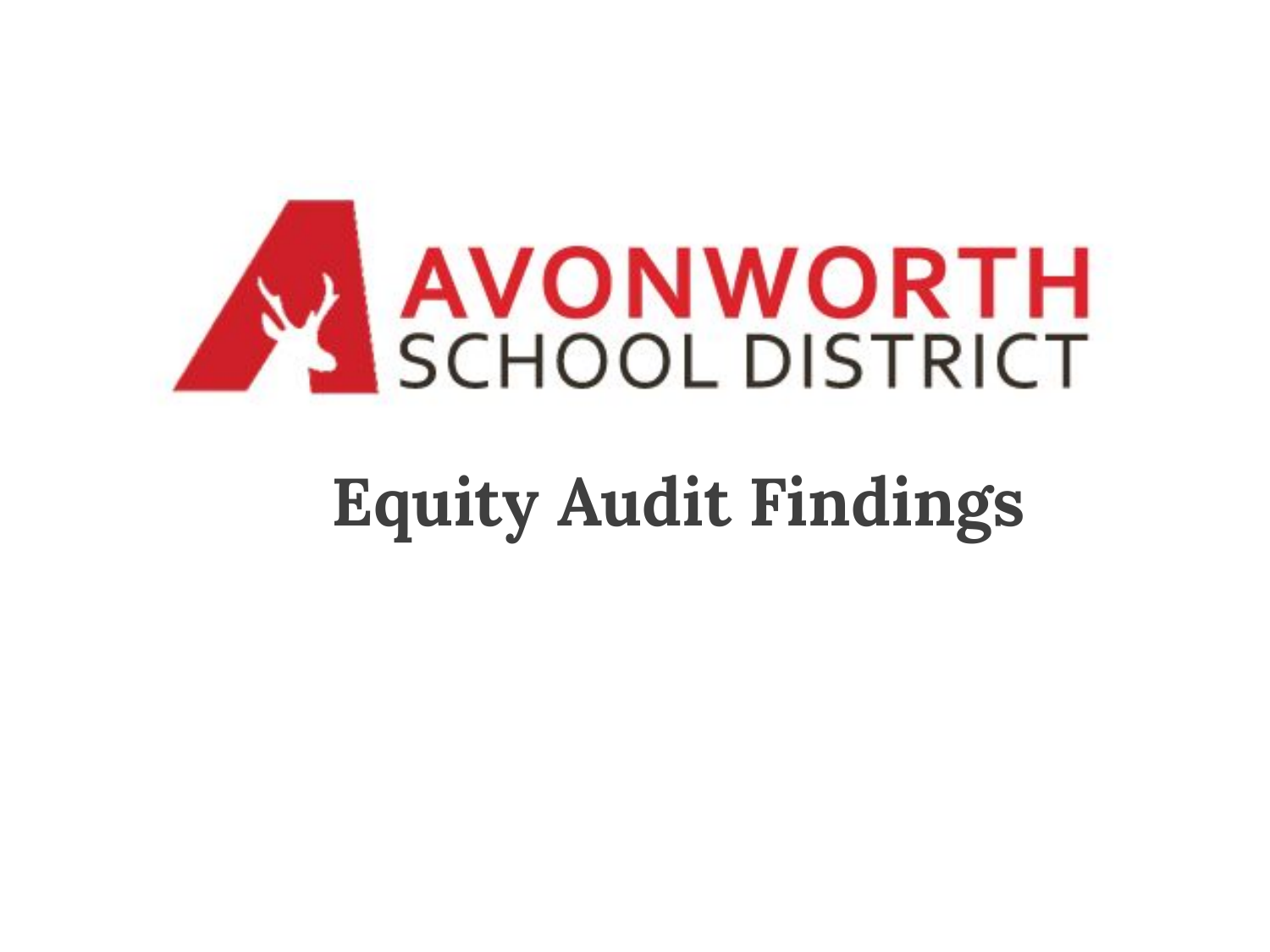AVONWORTH
SCHOOL DISTRICT

# Equity Audit Findings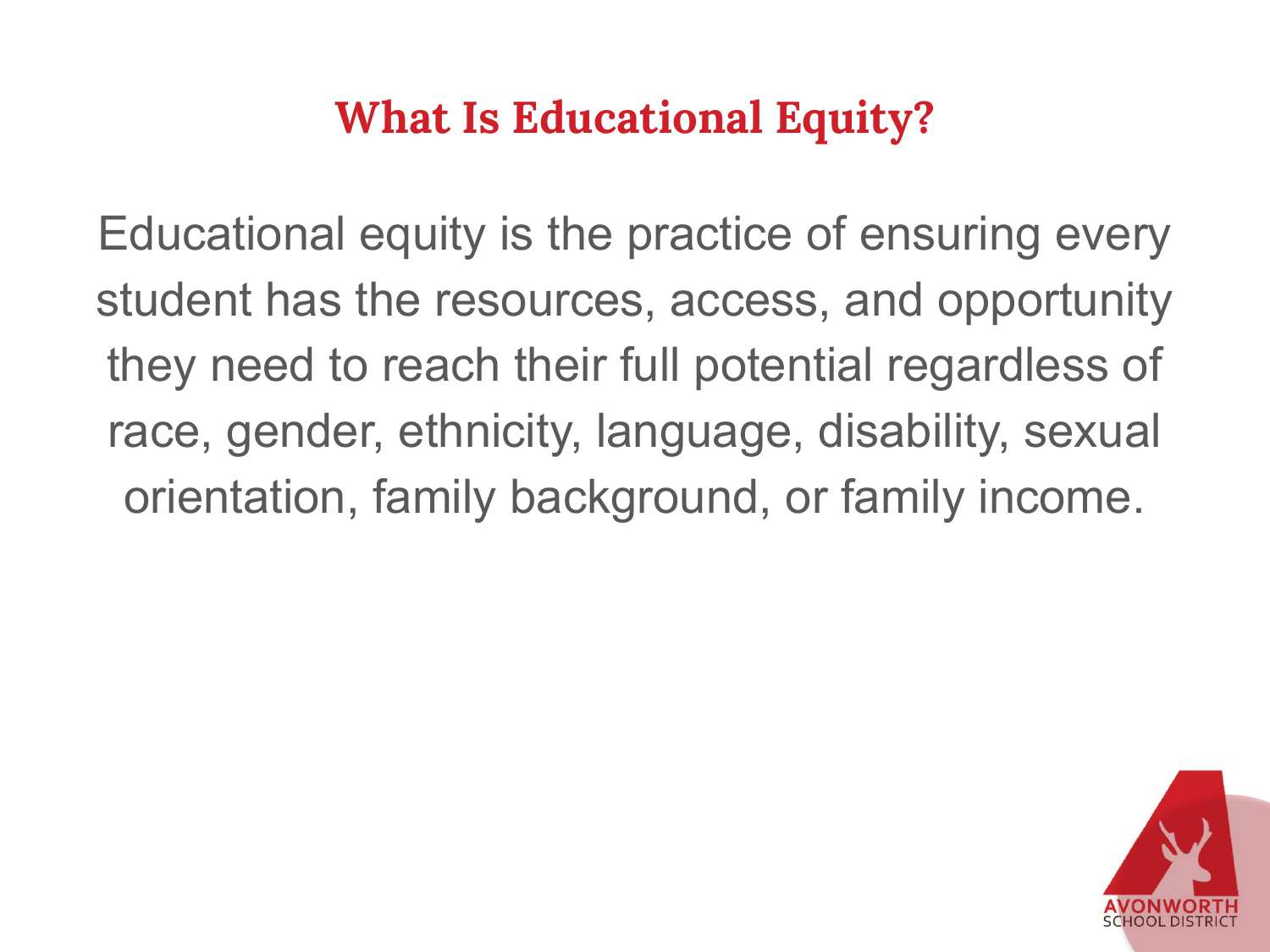# What Is Educational Equity?

Educational equity is the practice of ensuring every student has the resources, access, and opportunity they need to reach their full potential regardless of race, gender, ethnicity, language, disability, sexual orientation, family background, or family income.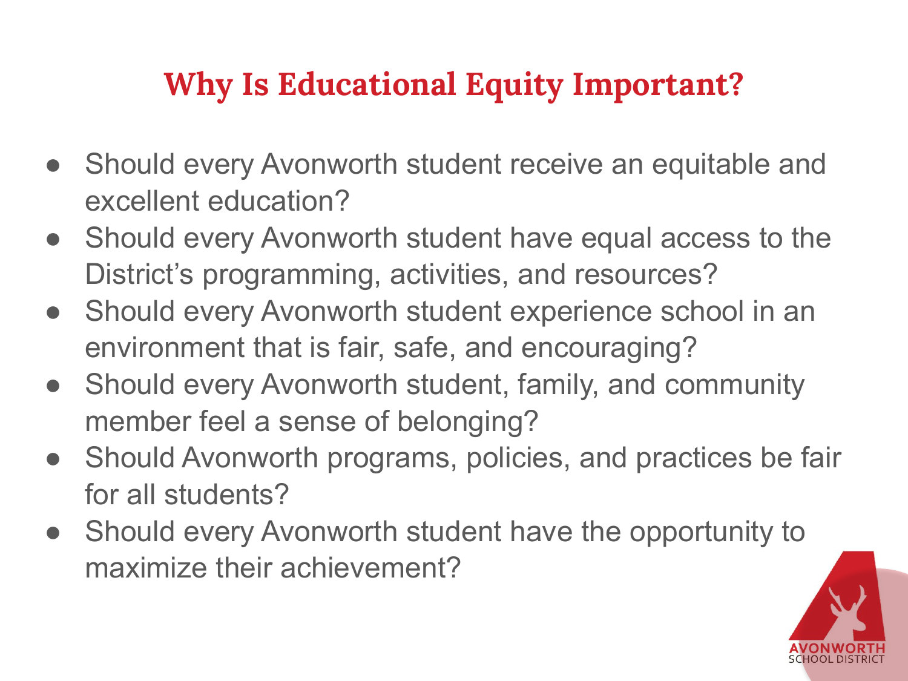# Why Is Educational Equity Important?

- Should every Avonworth student receive an equitable and excellent education?
- Should every Avonworth student have equal access to the District's programming, activities, and resources?
- Should every Avonworth student experience school in an environment that is fair, safe, and encouraging?
- Should every Avonworth student, family, and community member feel a sense of belonging?
- Should Avonworth programs, policies, and practices be fair for all students?
- Should every Avonworth student have the opportunity to maximize their achievement?

AVONWORTH SCHOOL DISTRICT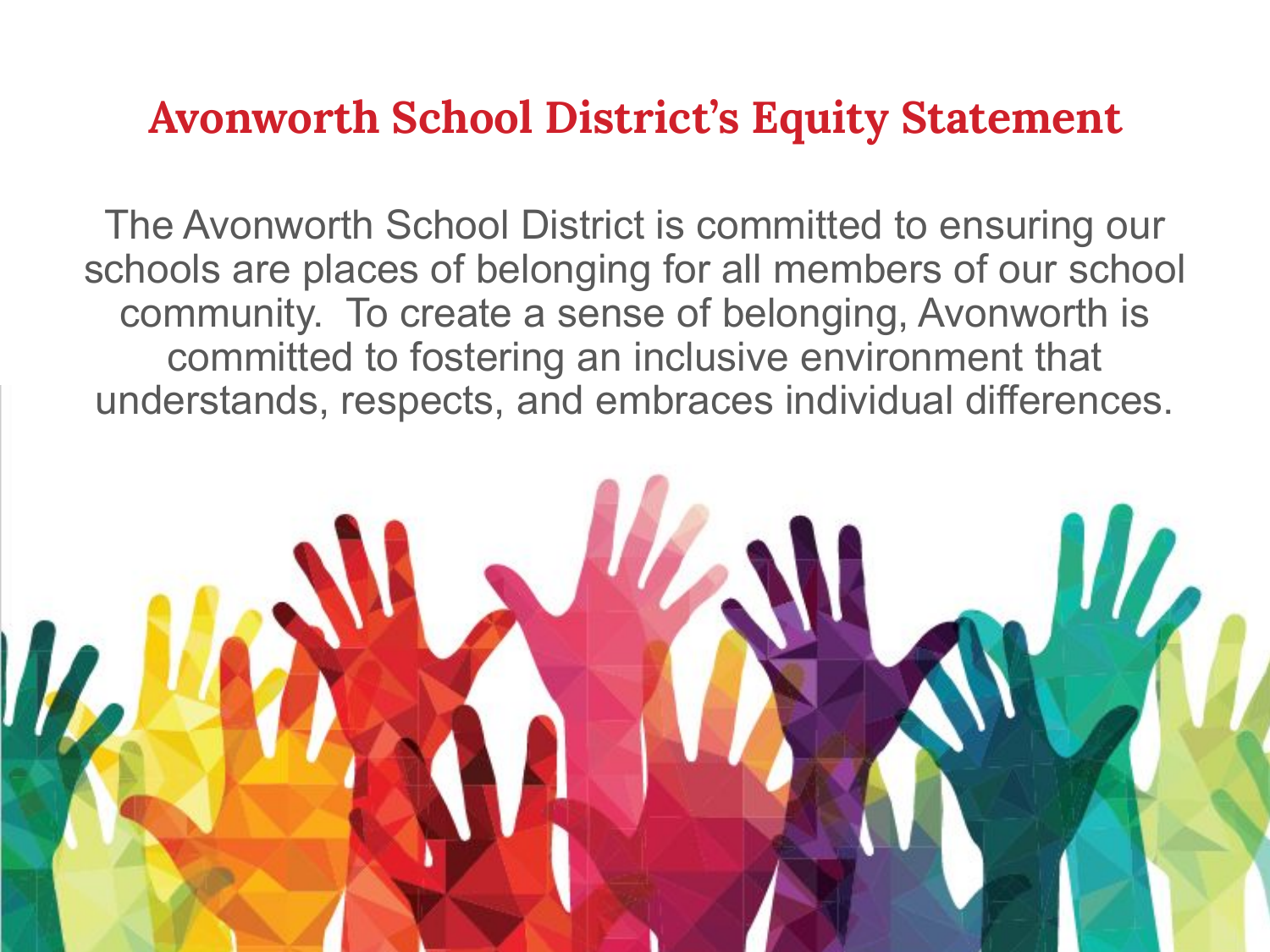# Avonworth School District's Equity Statement

The Avonworth School District is committed to ensuring our schools are places of belonging for all members of our school community. To create a sense of belonging, Avonworth is committed to fostering an inclusive environment that understands, respects, and embraces individual differences.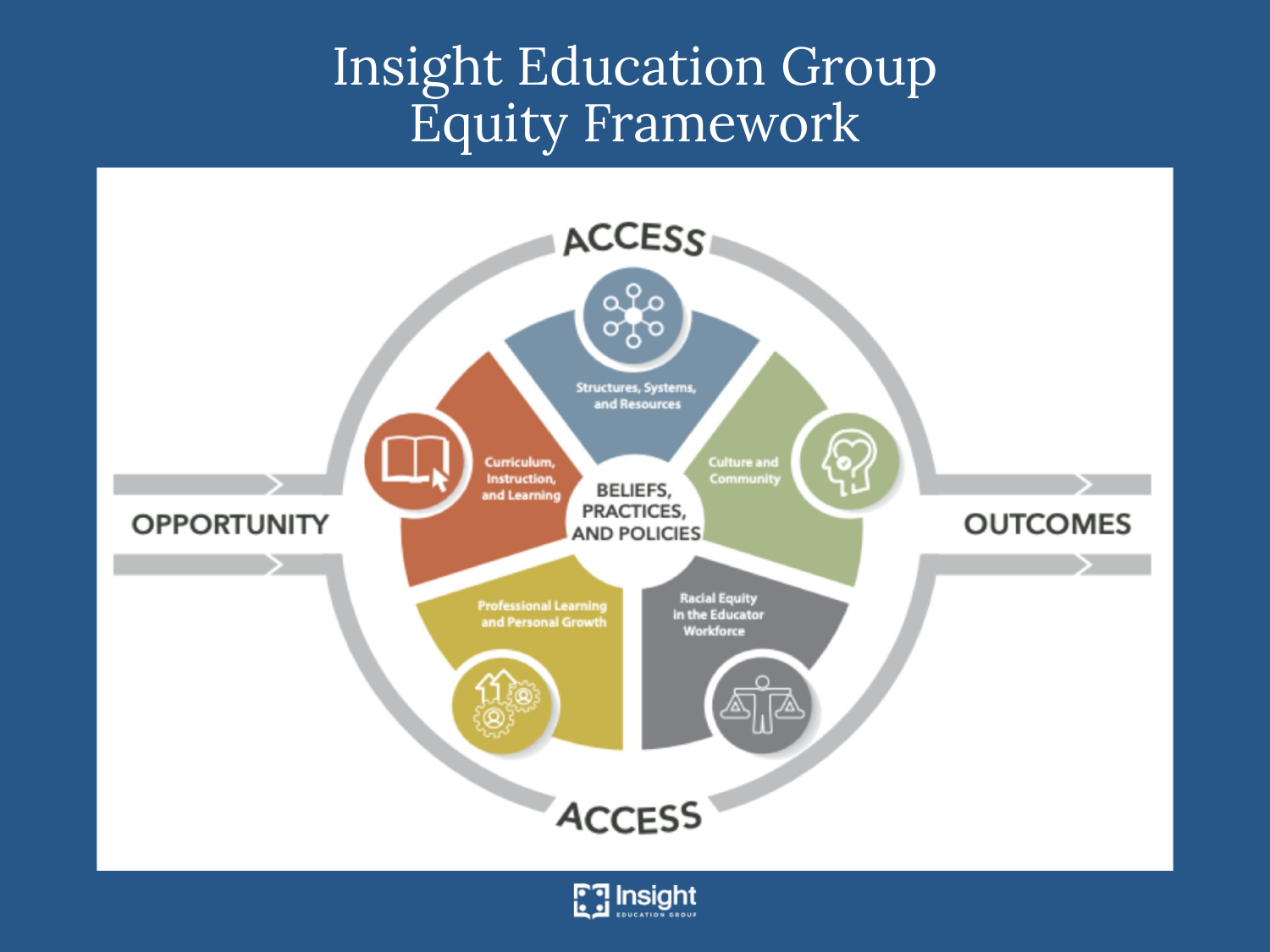# Insight Education Group Equity Framework

ACCESS

Structures, Systems, and Resources

Curriculum, Instruction, and Learning

Culture and Community

OPPORTUNITY

BELIEFS, PRACTICES, AND POLICIES

OUTCOMES

Professional Learning and Personal Growth

Racial Equity in the Educator Workforce

ACCESS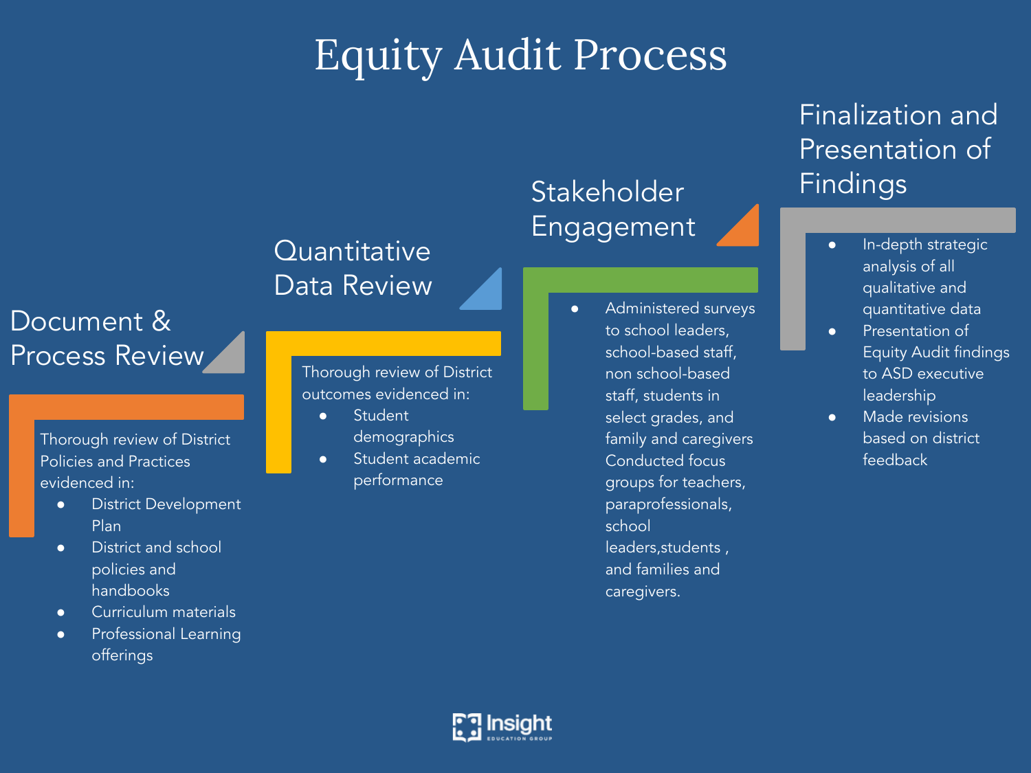# Equity Audit Process

## Document & Process Review

Thorough review of District Policies and Practices evidenced in:

- District Development Plan
- District and school policies and handbooks
- Curriculum materials
- Professional Learning offerings

## Quantitative Data Review

Thorough review of District outcomes evidenced in:

- Student demographics
- Student academic performance

## Stakeholder Engagement

- Administered surveys to school leaders, school-based staff, non school-based staff, students in select grades, and family and caregivers Conducted focus groups for teachers, paraprofessionals, school leaders,students , and families and caregivers.

## Finalization and Presentation of Findings

- In-depth strategic analysis of all qualitative and quantitative data
- Presentation of Equity Audit findings to ASD executive leadership
- Made revisions based on district feedback

Insight EDUCATION GROUP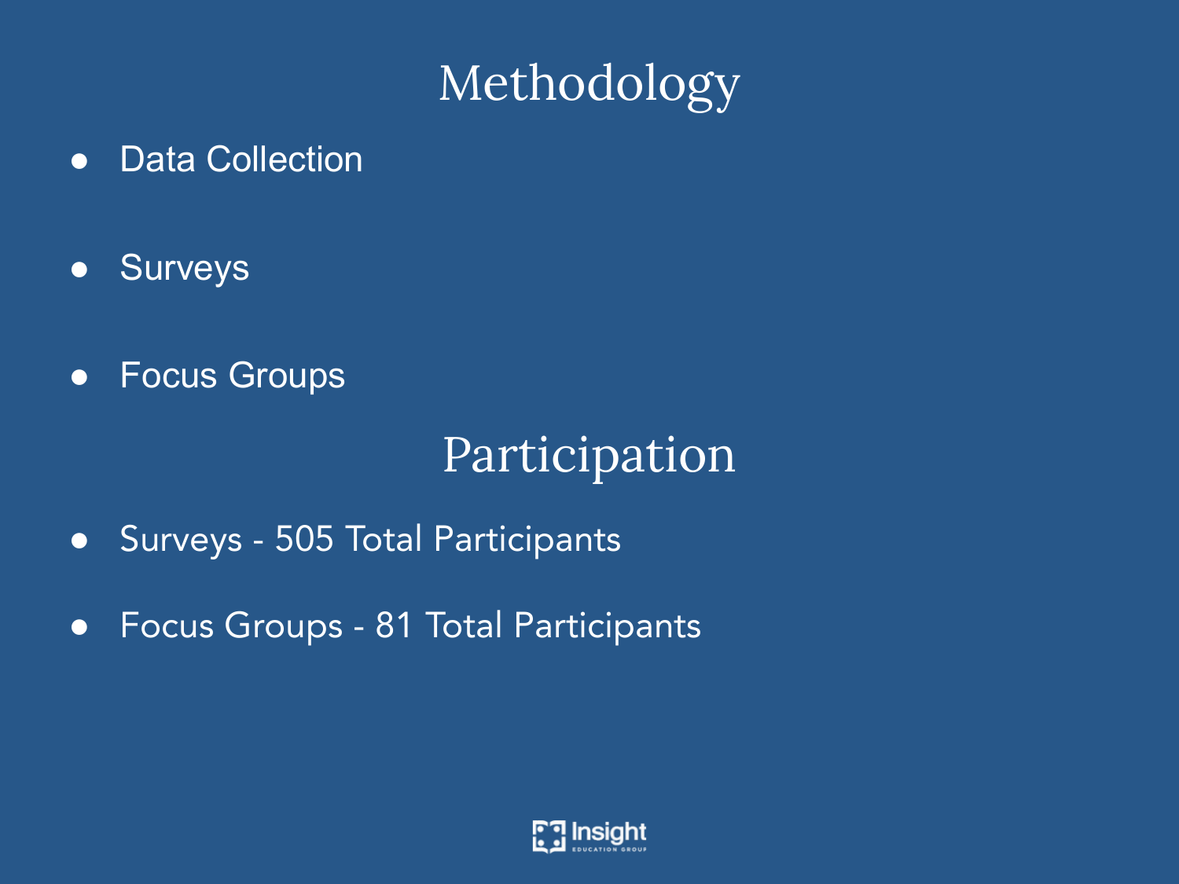# Methodology

- Data Collection
- Surveys
- Focus Groups

# Participation

- Surveys - 505 Total Participants
- Focus Groups - 81 Total Participants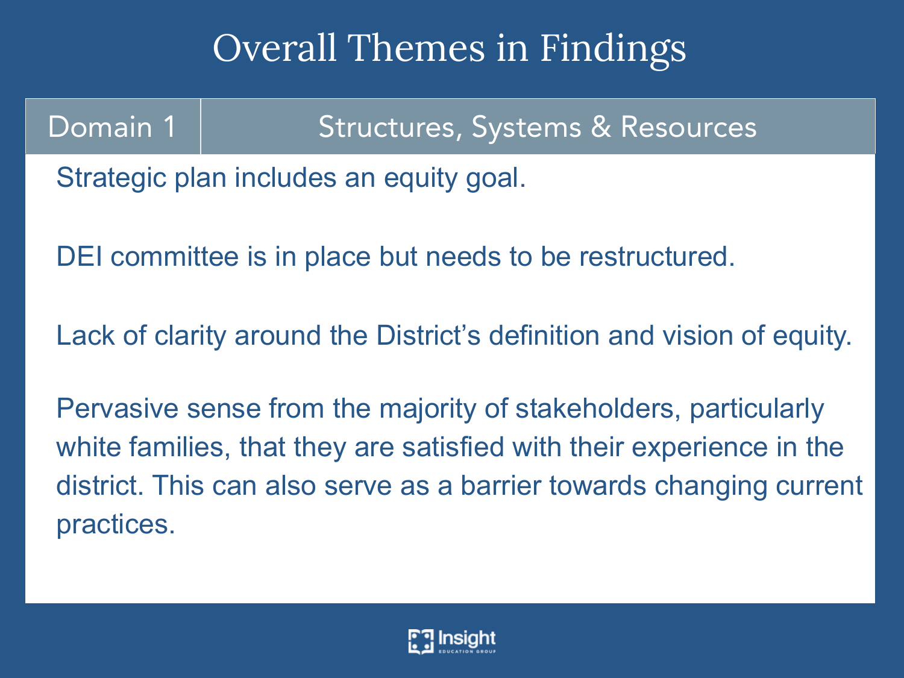# Overall Themes in Findings

| Domain 1 | Structures, Systems & Resources |
|---|---|

Strategic plan includes an equity goal.

DEI committee is in place but needs to be restructured.

Lack of clarity around the District's definition and vision of equity.

Pervasive sense from the majority of stakeholders, particularly white families, that they are satisfied with their experience in the district. This can also serve as a barrier towards changing current practices.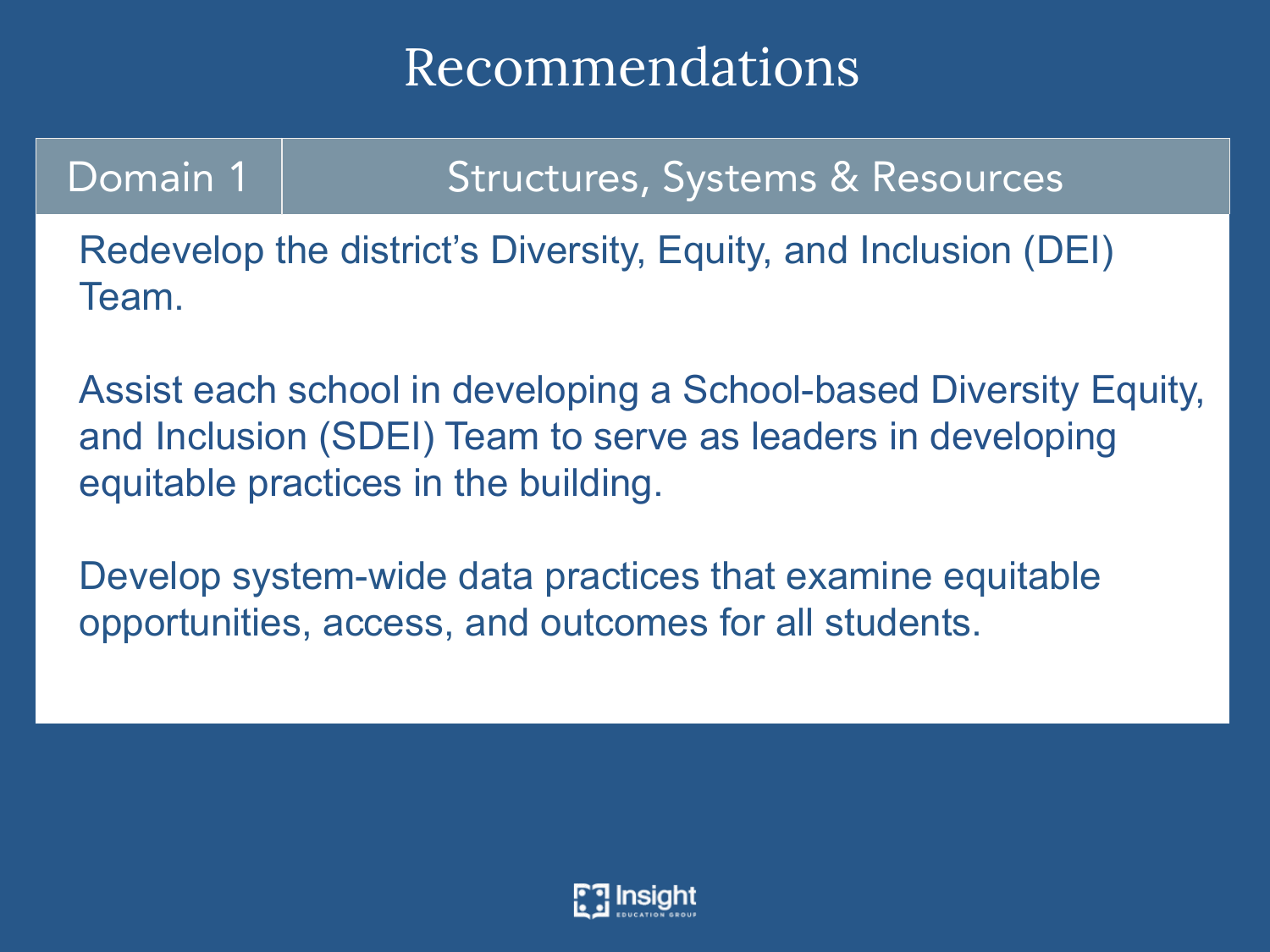# Recommendations

| Domain 1 | Structures, Systems & Resources |
| --- | --- |

Redevelop the district's Diversity, Equity, and Inclusion (DEI) Team.

Assist each school in developing a School-based Diversity Equity, and Inclusion (SDEI) Team to serve as leaders in developing equitable practices in the building.

Develop system-wide data practices that examine equitable opportunities, access, and outcomes for all students.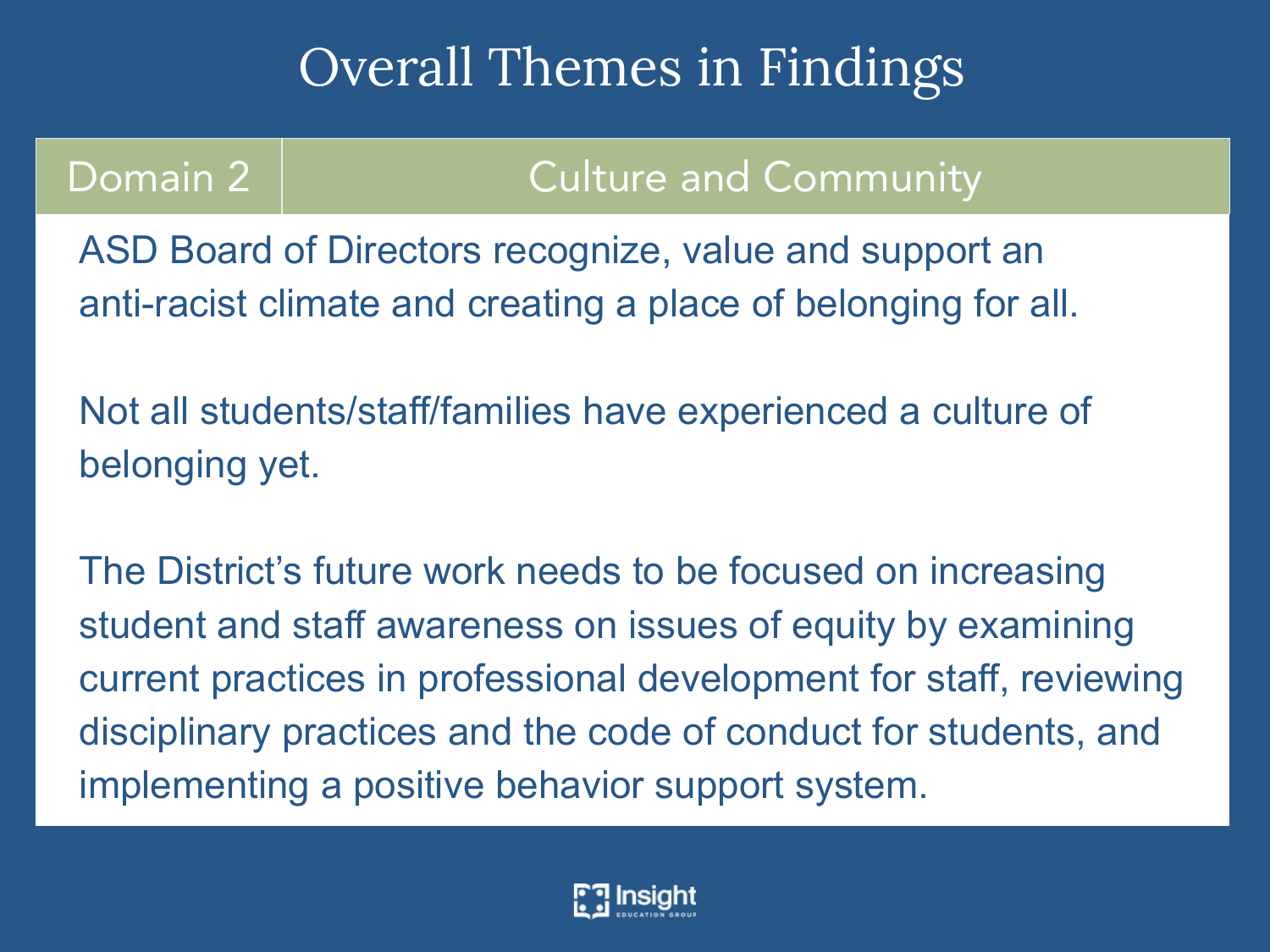# Overall Themes in Findings

| Domain 2 | Culture and Community |
|---|---|

ASD Board of Directors recognize, value and support an anti-racist climate and creating a place of belonging for all.

Not all students/staff/families have experienced a culture of belonging yet.

The District's future work needs to be focused on increasing student and staff awareness on issues of equity by examining current practices in professional development for staff, reviewing disciplinary practices and the code of conduct for students, and implementing a positive behavior support system.

Insight EDUCATION GROUP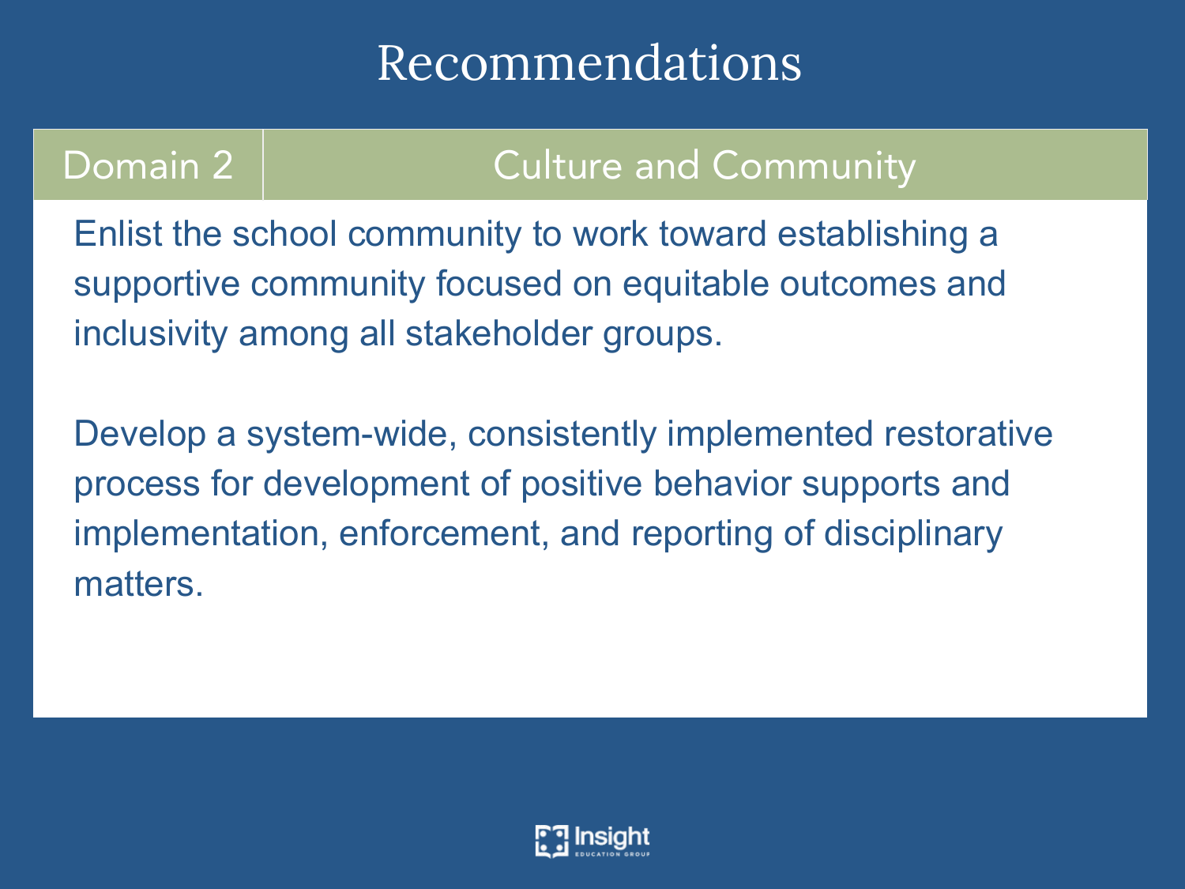# Recommendations

| Domain 2 | Culture and Community |
| --- | --- |

Enlist the school community to work toward establishing a supportive community focused on equitable outcomes and inclusivity among all stakeholder groups.

Develop a system-wide, consistently implemented restorative process for development of positive behavior supports and implementation, enforcement, and reporting of disciplinary matters.

Insight EDUCATION GROUP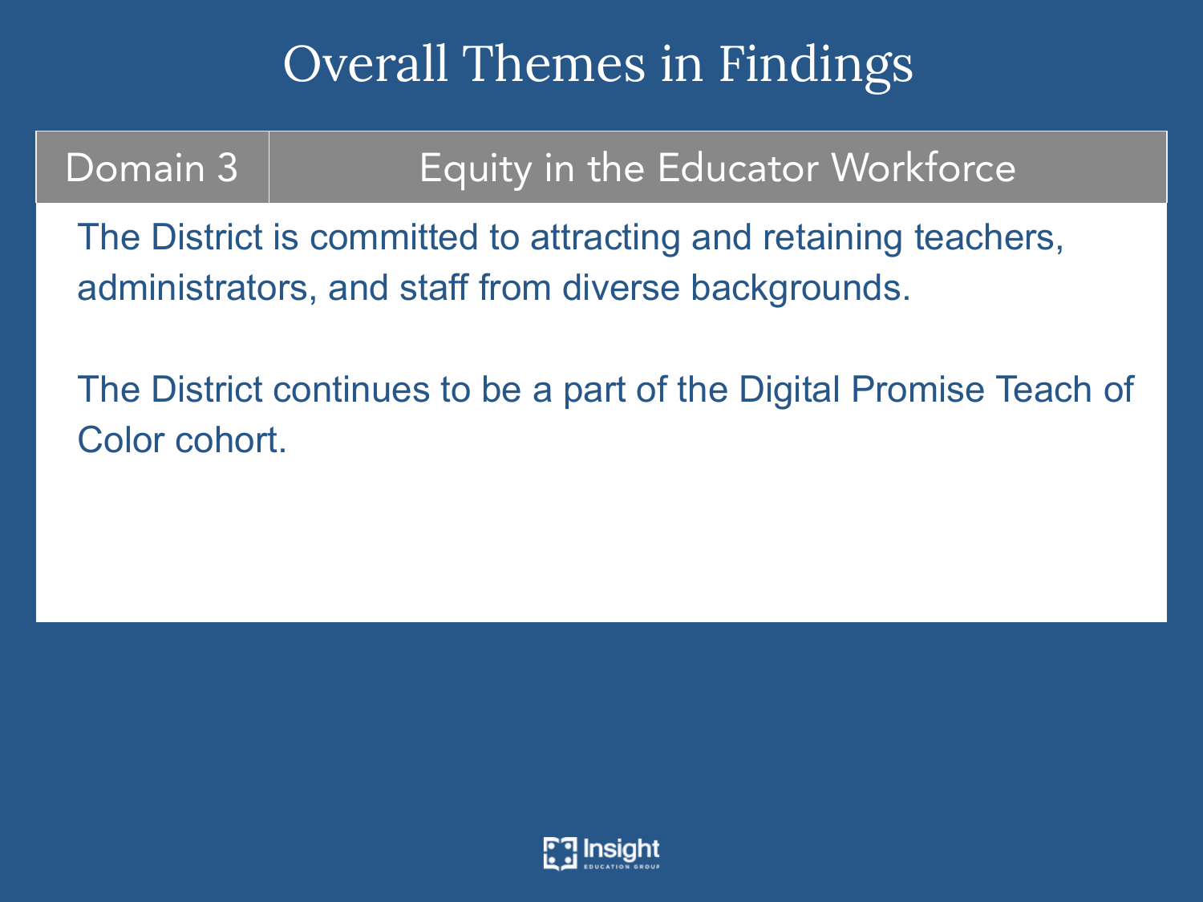# Overall Themes in Findings

| Domain 3 | Equity in the Educator Workforce |
|---|---|

The District is committed to attracting and retaining teachers, administrators, and staff from diverse backgrounds.

The District continues to be a part of the Digital Promise Teach of Color cohort.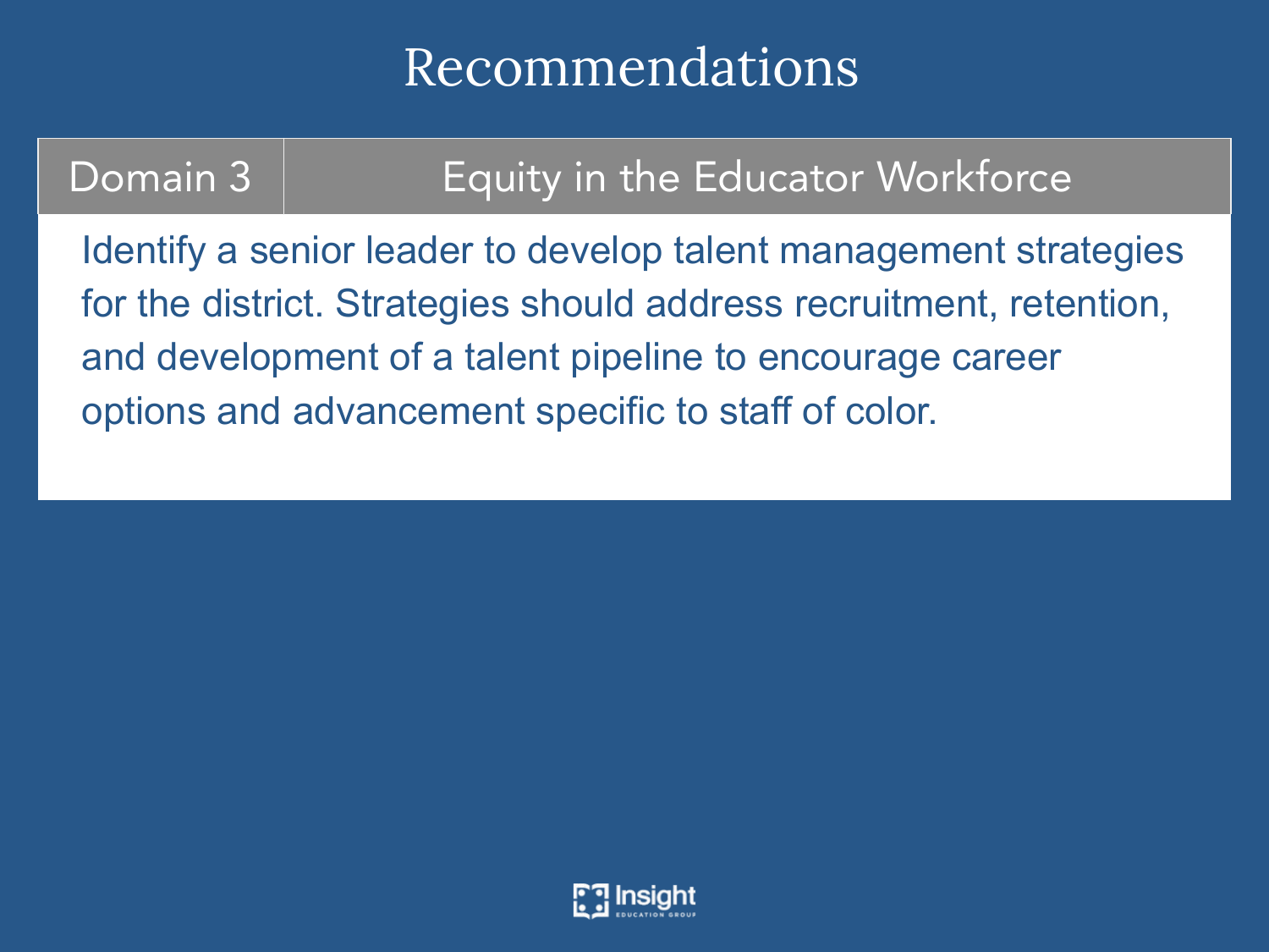# Recommendations

| Domain 3 | Equity in the Educator Workforce |
|---|---|

Identify a senior leader to develop talent management strategies for the district. Strategies should address recruitment, retention, and development of a talent pipeline to encourage career options and advancement specific to staff of color.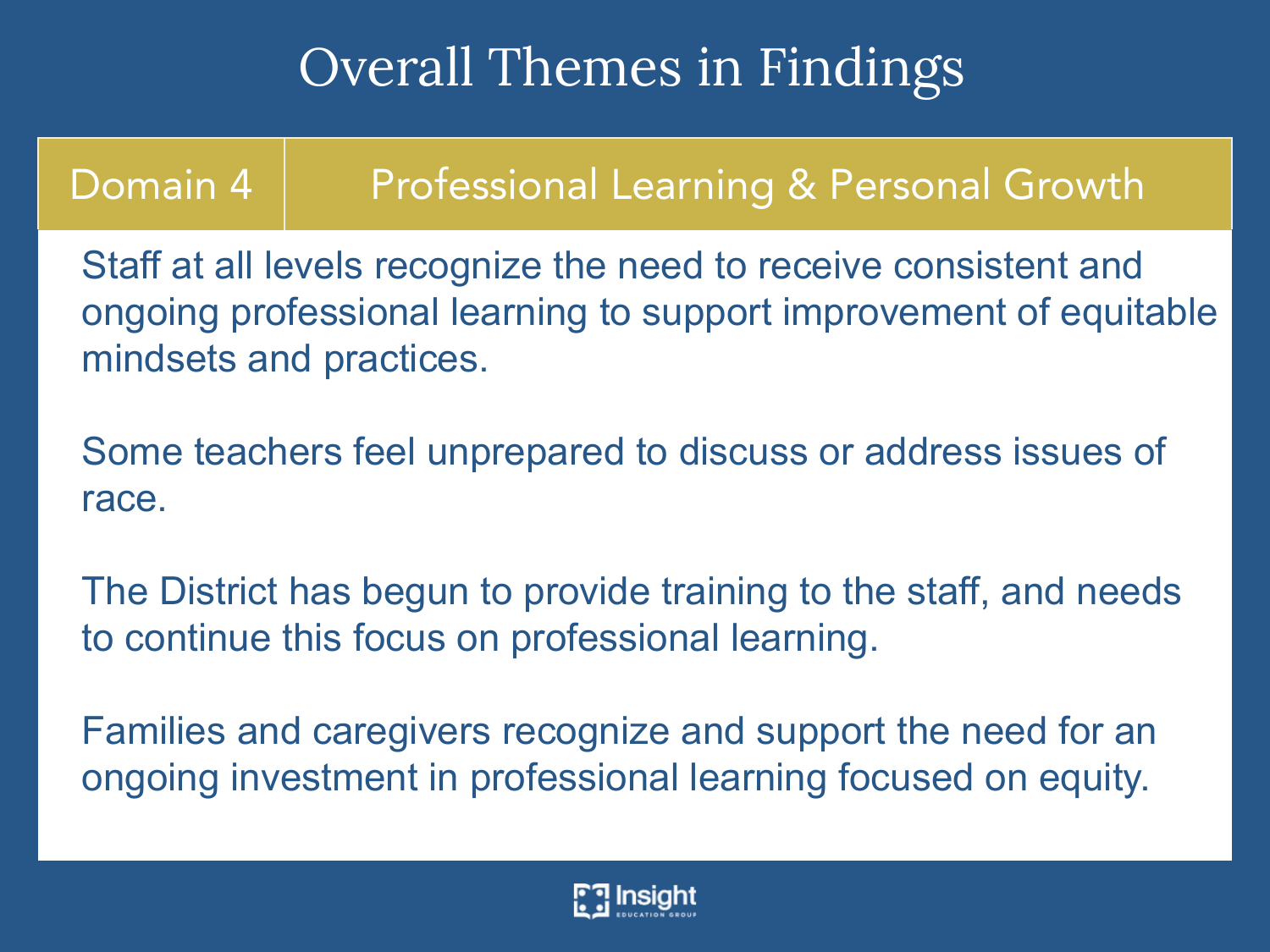# Overall Themes in Findings

| Domain 4 | Professional Learning & Personal Growth |
| --- | --- |

Staff at all levels recognize the need to receive consistent and ongoing professional learning to support improvement of equitable mindsets and practices.

Some teachers feel unprepared to discuss or address issues of race.

The District has begun to provide training to the staff, and needs to continue this focus on professional learning.

Families and caregivers recognize and support the need for an ongoing investment in professional learning focused on equity.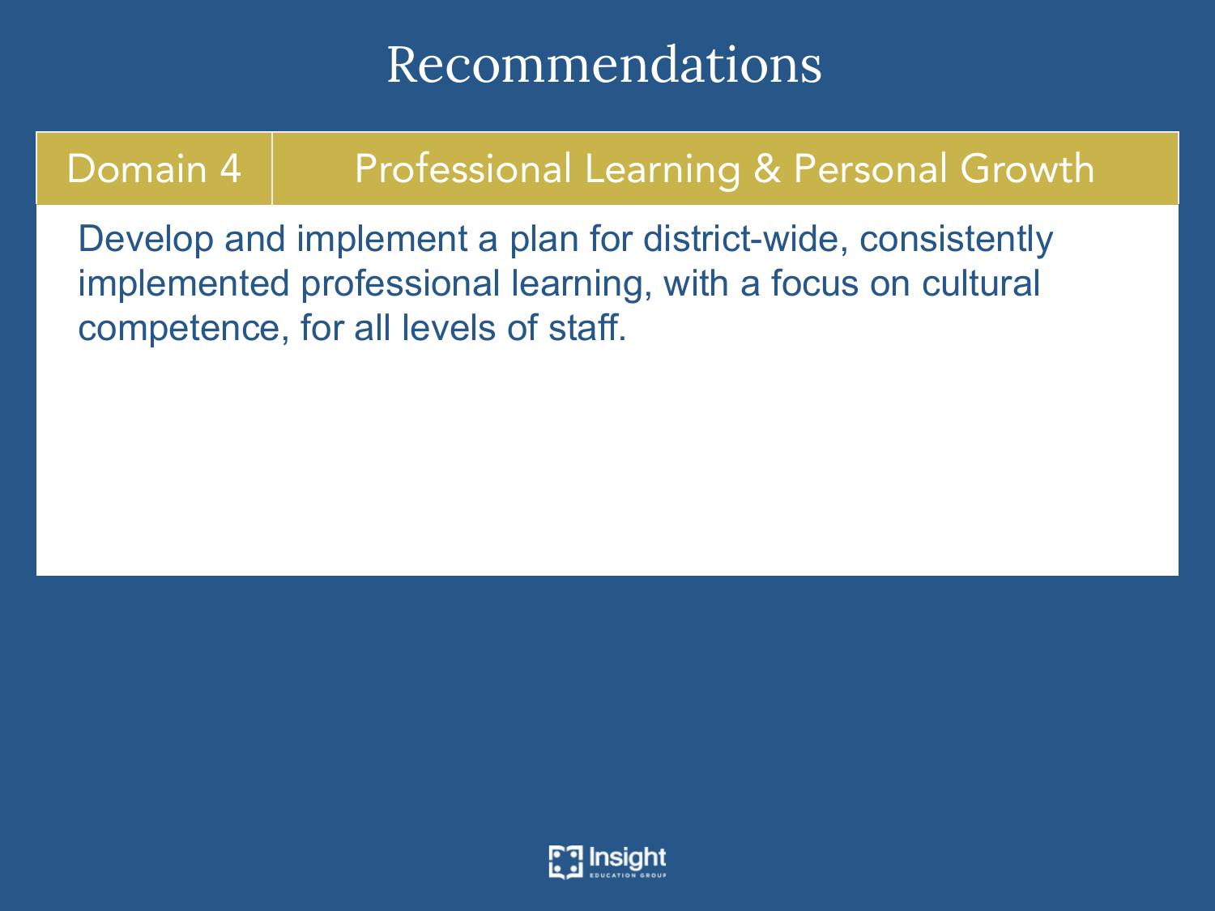# Recommendations

| Domain 4 | Professional Learning & Personal Growth |
| --- | --- |

Develop and implement a plan for district-wide, consistently implemented professional learning, with a focus on cultural competence, for all levels of staff.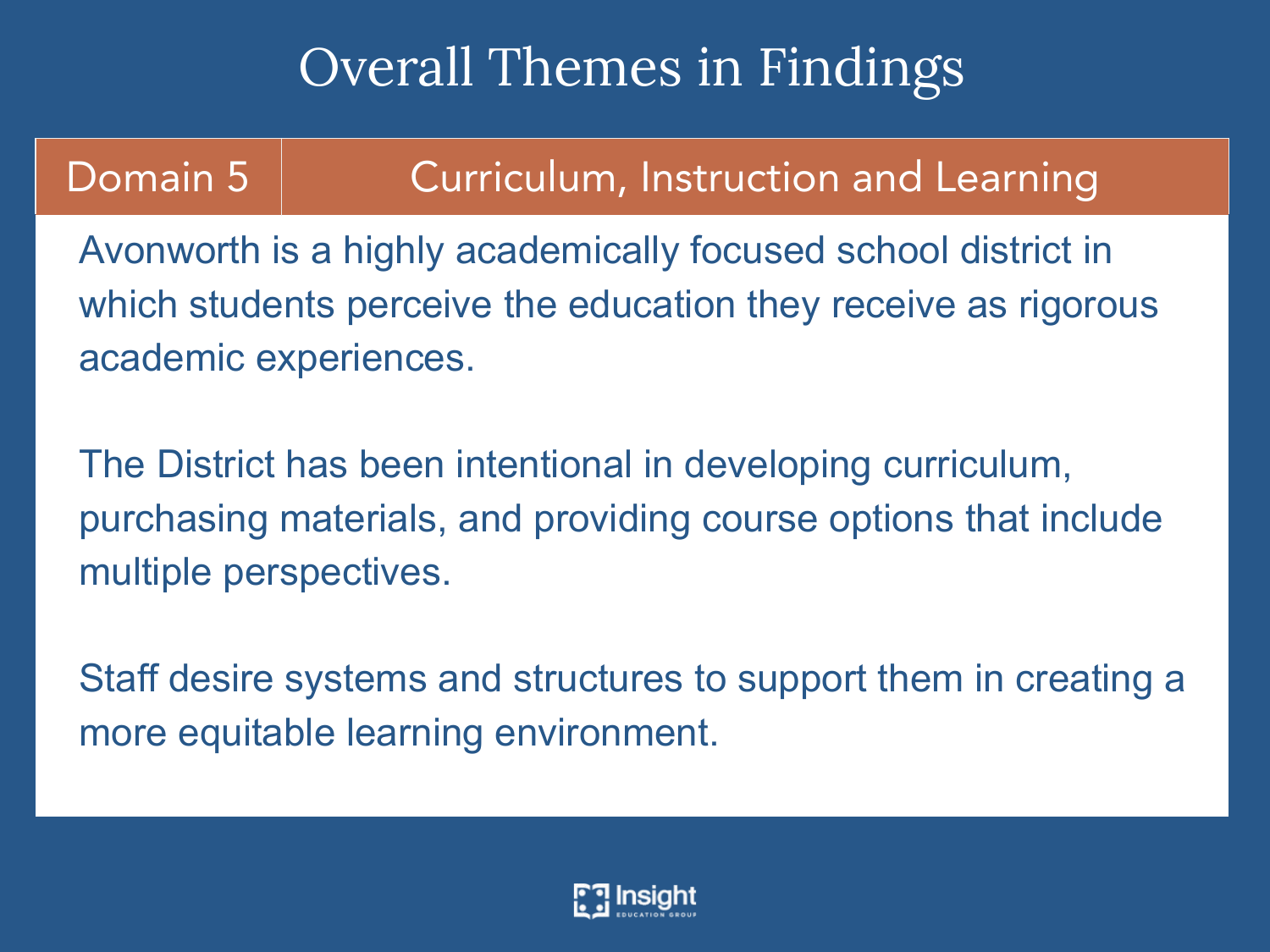# Overall Themes in Findings

## Domain 5 — Curriculum, Instruction and Learning

Avonworth is a highly academically focused school district in which students perceive the education they receive as rigorous academic experiences.

The District has been intentional in developing curriculum, purchasing materials, and providing course options that include multiple perspectives.

Staff desire systems and structures to support them in creating a more equitable learning environment.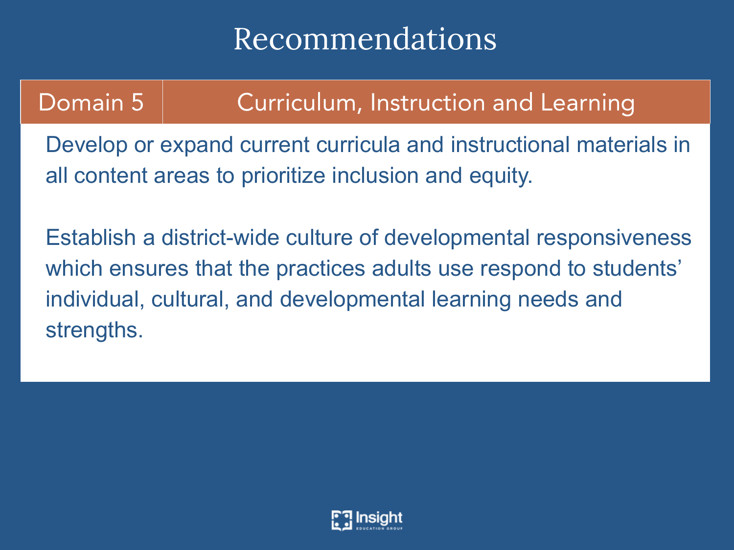# Recommendations

| Domain 5 | Curriculum, Instruction and Learning |
| --- | --- |

Develop or expand current curricula and instructional materials in all content areas to prioritize inclusion and equity.

Establish a district-wide culture of developmental responsiveness which ensures that the practices adults use respond to students' individual, cultural, and developmental learning needs and strengths.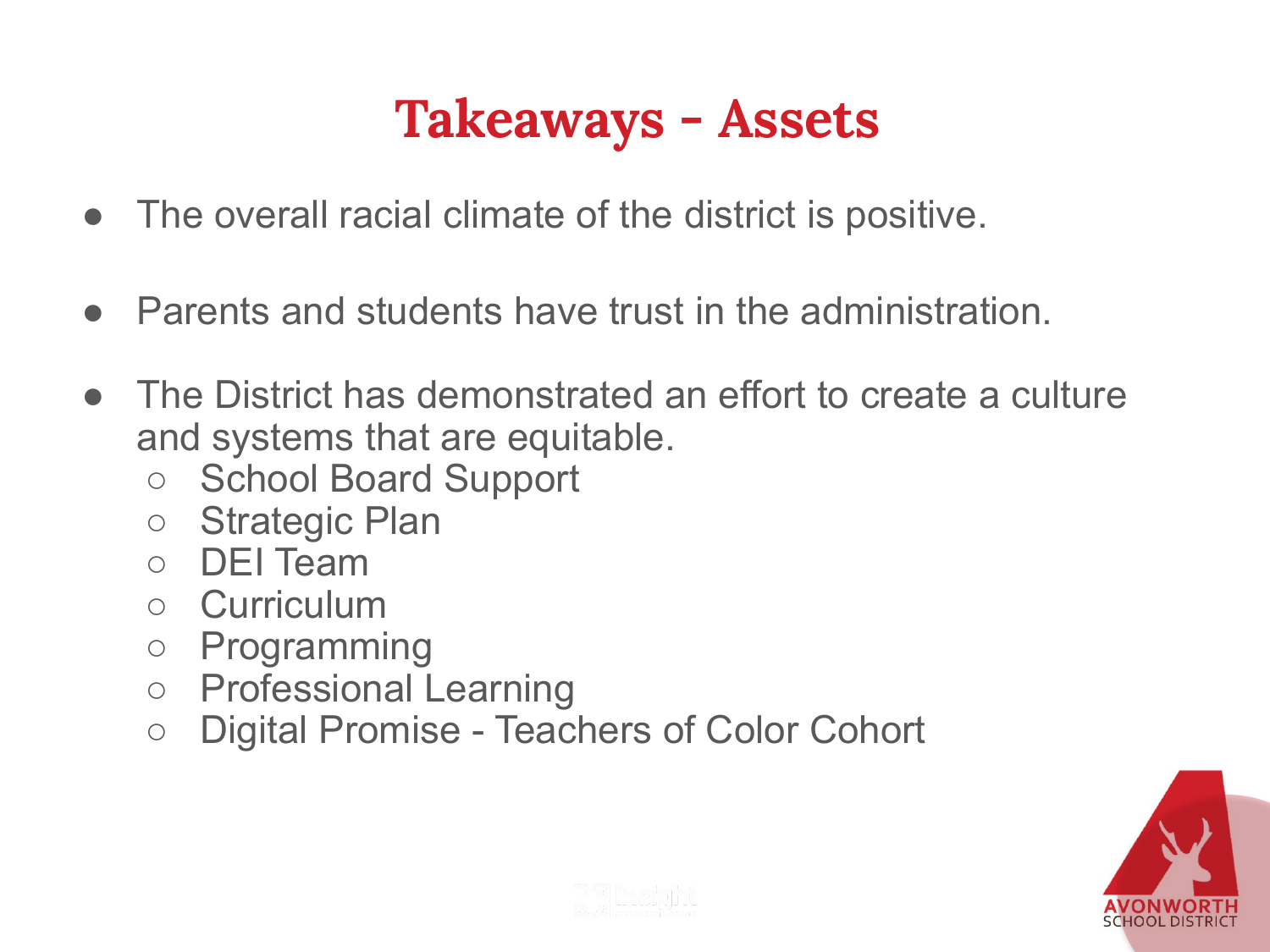# Takeaways - Assets

- The overall racial climate of the district is positive.
- Parents and students have trust in the administration.
- The District has demonstrated an effort to create a culture and systems that are equitable.
  - School Board Support
  - Strategic Plan
  - DEI Team
  - Curriculum
  - Programming
  - Professional Learning
  - Digital Promise - Teachers of Color Cohort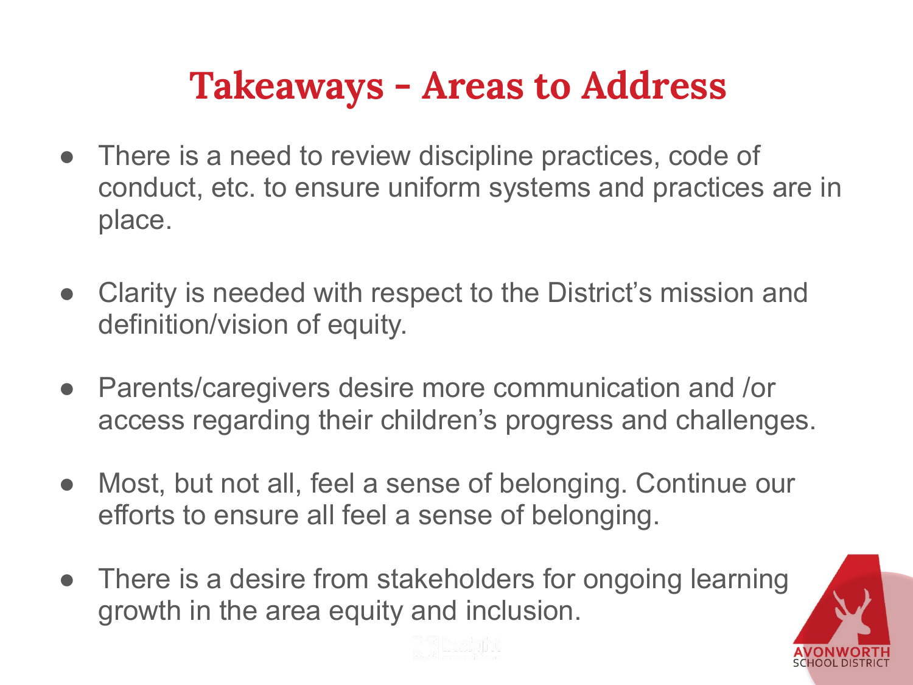# Takeaways - Areas to Address

- There is a need to review discipline practices, code of conduct, etc. to ensure uniform systems and practices are in place.
- Clarity is needed with respect to the District's mission and definition/vision of equity.
- Parents/caregivers desire more communication and /or access regarding their children's progress and challenges.
- Most, but not all, feel a sense of belonging. Continue our efforts to ensure all feel a sense of belonging.
- There is a desire from stakeholders for ongoing learning growth in the area equity and inclusion.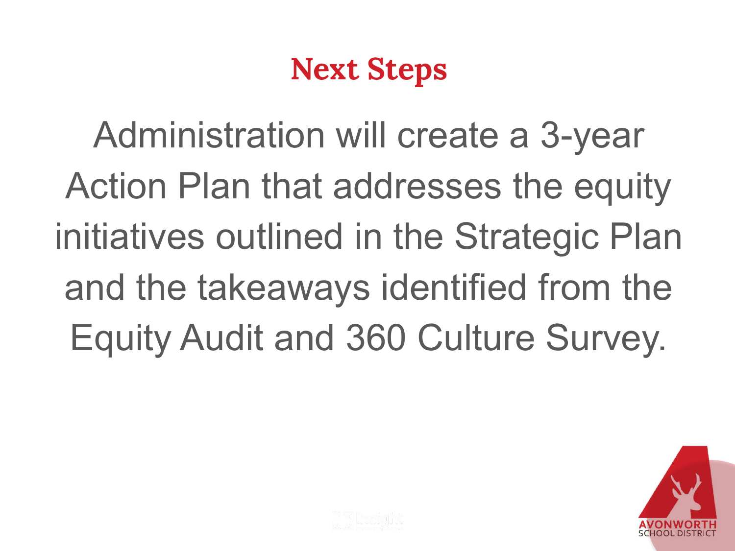# Next Steps

Administration will create a 3-year Action Plan that addresses the equity initiatives outlined in the Strategic Plan and the takeaways identified from the Equity Audit and 360 Culture Survey.